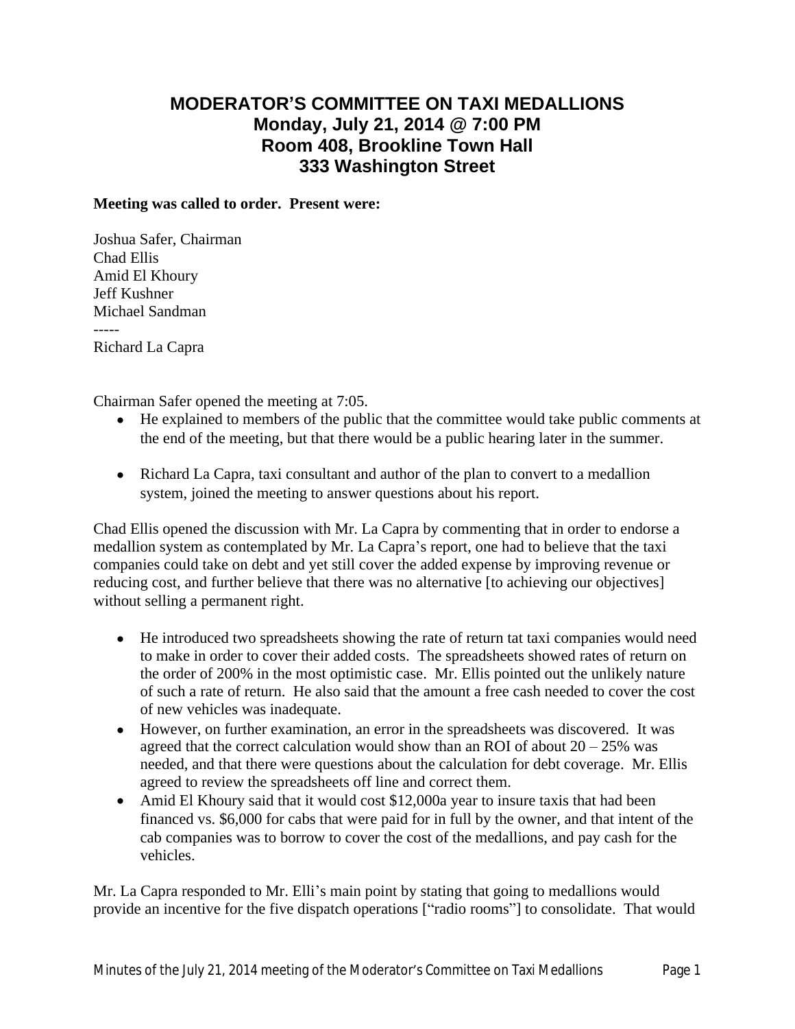# MODERATOR'S COMMITTEE ON TAXI MEDALLIONS
## Monday, July 21, 2014 @ 7:00 PM
## Room 408, Brookline Town Hall
## 333 Washington Street

**Meeting was called to order. Present were:**

Joshua Safer, Chairman
Chad Ellis
Amid El Khoury
Jeff Kushner
Michael Sandman
-----
Richard La Capra

Chairman Safer opened the meeting at 7:05.

- He explained to members of the public that the committee would take public comments at the end of the meeting, but that there would be a public hearing later in the summer.
- Richard La Capra, taxi consultant and author of the plan to convert to a medallion system, joined the meeting to answer questions about his report.

Chad Ellis opened the discussion with Mr. La Capra by commenting that in order to endorse a medallion system as contemplated by Mr. La Capra's report, one had to believe that the taxi companies could take on debt and yet still cover the added expense by improving revenue or reducing cost, and further believe that there was no alternative [to achieving our objectives] without selling a permanent right.

- He introduced two spreadsheets showing the rate of return tat taxi companies would need to make in order to cover their added costs. The spreadsheets showed rates of return on the order of 200% in the most optimistic case. Mr. Ellis pointed out the unlikely nature of such a rate of return. He also said that the amount a free cash needed to cover the cost of new vehicles was inadequate.
- However, on further examination, an error in the spreadsheets was discovered. It was agreed that the correct calculation would show than an ROI of about 20 – 25% was needed, and that there were questions about the calculation for debt coverage. Mr. Ellis agreed to review the spreadsheets off line and correct them.
- Amid El Khoury said that it would cost $12,000a year to insure taxis that had been financed vs. $6,000 for cabs that were paid for in full by the owner, and that intent of the cab companies was to borrow to cover the cost of the medallions, and pay cash for the vehicles.

Mr. La Capra responded to Mr. Elli's main point by stating that going to medallions would provide an incentive for the five dispatch operations ["radio rooms"] to consolidate. That would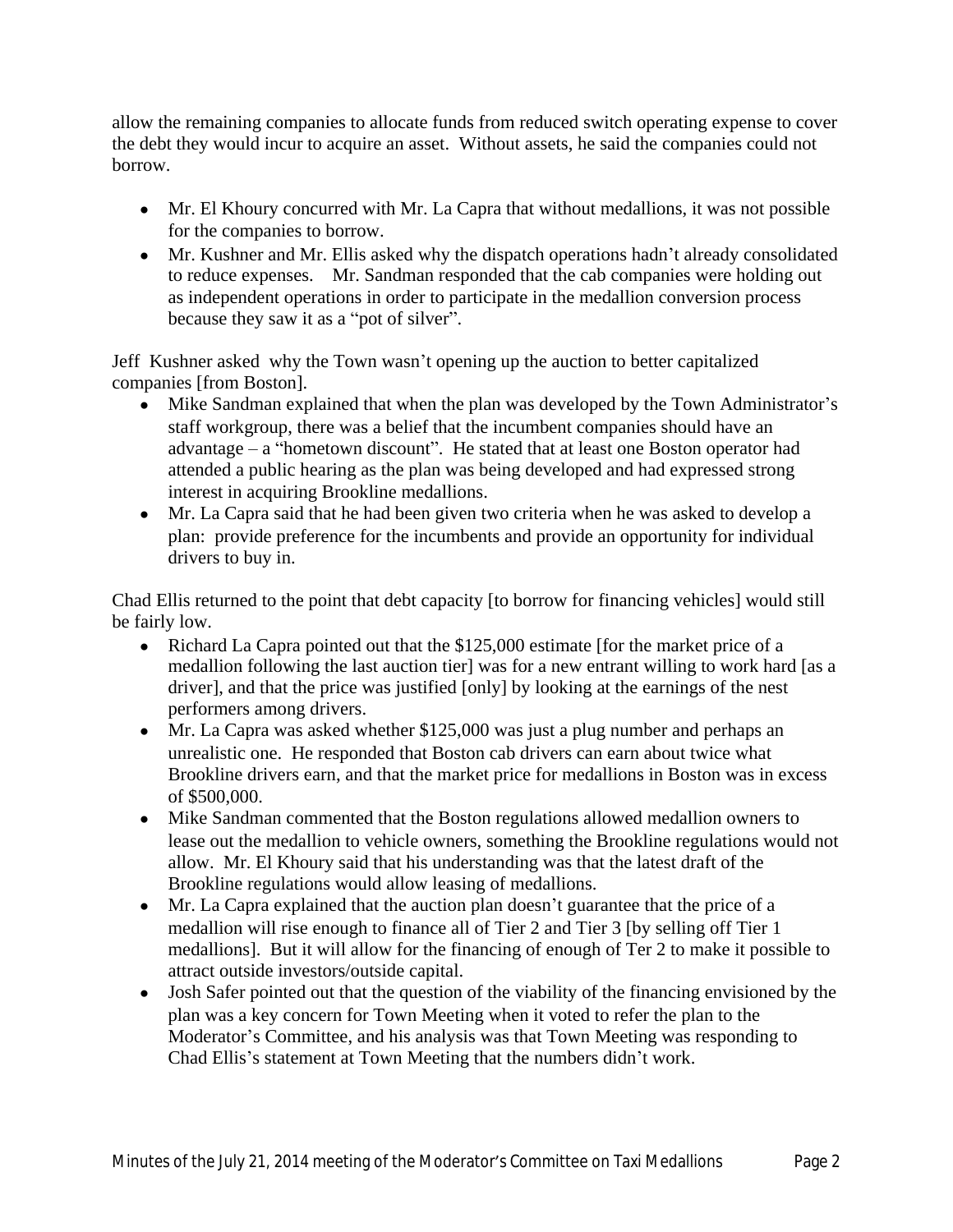allow the remaining companies to allocate funds from reduced switch operating expense to cover the debt they would incur to acquire an asset. Without assets, he said the companies could not borrow.

- Mr. El Khoury concurred with Mr. La Capra that without medallions, it was not possible for the companies to borrow.
- Mr. Kushner and Mr. Ellis asked why the dispatch operations hadn't already consolidated to reduce expenses. Mr. Sandman responded that the cab companies were holding out as independent operations in order to participate in the medallion conversion process because they saw it as a "pot of silver".

Jeff Kushner asked why the Town wasn't opening up the auction to better capitalized companies [from Boston].

- Mike Sandman explained that when the plan was developed by the Town Administrator's staff workgroup, there was a belief that the incumbent companies should have an advantage – a "hometown discount". He stated that at least one Boston operator had attended a public hearing as the plan was being developed and had expressed strong interest in acquiring Brookline medallions.
- Mr. La Capra said that he had been given two criteria when he was asked to develop a plan: provide preference for the incumbents and provide an opportunity for individual drivers to buy in.

Chad Ellis returned to the point that debt capacity [to borrow for financing vehicles] would still be fairly low.

- Richard La Capra pointed out that the $125,000 estimate [for the market price of a medallion following the last auction tier] was for a new entrant willing to work hard [as a driver], and that the price was justified [only] by looking at the earnings of the nest performers among drivers.
- Mr. La Capra was asked whether $125,000 was just a plug number and perhaps an unrealistic one. He responded that Boston cab drivers can earn about twice what Brookline drivers earn, and that the market price for medallions in Boston was in excess of $500,000.
- Mike Sandman commented that the Boston regulations allowed medallion owners to lease out the medallion to vehicle owners, something the Brookline regulations would not allow. Mr. El Khoury said that his understanding was that the latest draft of the Brookline regulations would allow leasing of medallions.
- Mr. La Capra explained that the auction plan doesn't guarantee that the price of a medallion will rise enough to finance all of Tier 2 and Tier 3 [by selling off Tier 1 medallions]. But it will allow for the financing of enough of Ter 2 to make it possible to attract outside investors/outside capital.
- Josh Safer pointed out that the question of the viability of the financing envisioned by the plan was a key concern for Town Meeting when it voted to refer the plan to the Moderator's Committee, and his analysis was that Town Meeting was responding to Chad Ellis's statement at Town Meeting that the numbers didn't work.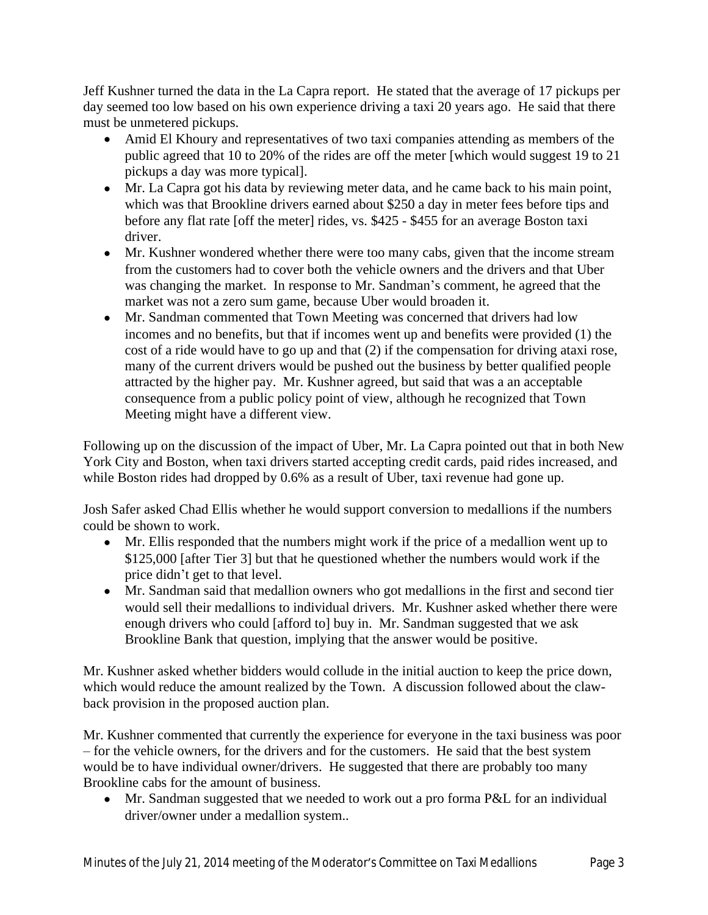Jeff Kushner turned the data in the La Capra report. He stated that the average of 17 pickups per day seemed too low based on his own experience driving a taxi 20 years ago. He said that there must be unmetered pickups.

- Amid El Khoury and representatives of two taxi companies attending as members of the public agreed that 10 to 20% of the rides are off the meter [which would suggest 19 to 21 pickups a day was more typical].
- Mr. La Capra got his data by reviewing meter data, and he came back to his main point, which was that Brookline drivers earned about $250 a day in meter fees before tips and before any flat rate [off the meter] rides, vs. $425 - $455 for an average Boston taxi driver.
- Mr. Kushner wondered whether there were too many cabs, given that the income stream from the customers had to cover both the vehicle owners and the drivers and that Uber was changing the market. In response to Mr. Sandman's comment, he agreed that the market was not a zero sum game, because Uber would broaden it.
- Mr. Sandman commented that Town Meeting was concerned that drivers had low incomes and no benefits, but that if incomes went up and benefits were provided (1) the cost of a ride would have to go up and that (2) if the compensation for driving ataxi rose, many of the current drivers would be pushed out the business by better qualified people attracted by the higher pay. Mr. Kushner agreed, but said that was a an acceptable consequence from a public policy point of view, although he recognized that Town Meeting might have a different view.

Following up on the discussion of the impact of Uber, Mr. La Capra pointed out that in both New York City and Boston, when taxi drivers started accepting credit cards, paid rides increased, and while Boston rides had dropped by 0.6% as a result of Uber, taxi revenue had gone up.

Josh Safer asked Chad Ellis whether he would support conversion to medallions if the numbers could be shown to work.

- Mr. Ellis responded that the numbers might work if the price of a medallion went up to $125,000 [after Tier 3] but that he questioned whether the numbers would work if the price didn't get to that level.
- Mr. Sandman said that medallion owners who got medallions in the first and second tier would sell their medallions to individual drivers. Mr. Kushner asked whether there were enough drivers who could [afford to] buy in. Mr. Sandman suggested that we ask Brookline Bank that question, implying that the answer would be positive.

Mr. Kushner asked whether bidders would collude in the initial auction to keep the price down, which would reduce the amount realized by the Town. A discussion followed about the claw-back provision in the proposed auction plan.

Mr. Kushner commented that currently the experience for everyone in the taxi business was poor – for the vehicle owners, for the drivers and for the customers. He said that the best system would be to have individual owner/drivers. He suggested that there are probably too many Brookline cabs for the amount of business.

- Mr. Sandman suggested that we needed to work out a pro forma P&L for an individual driver/owner under a medallion system..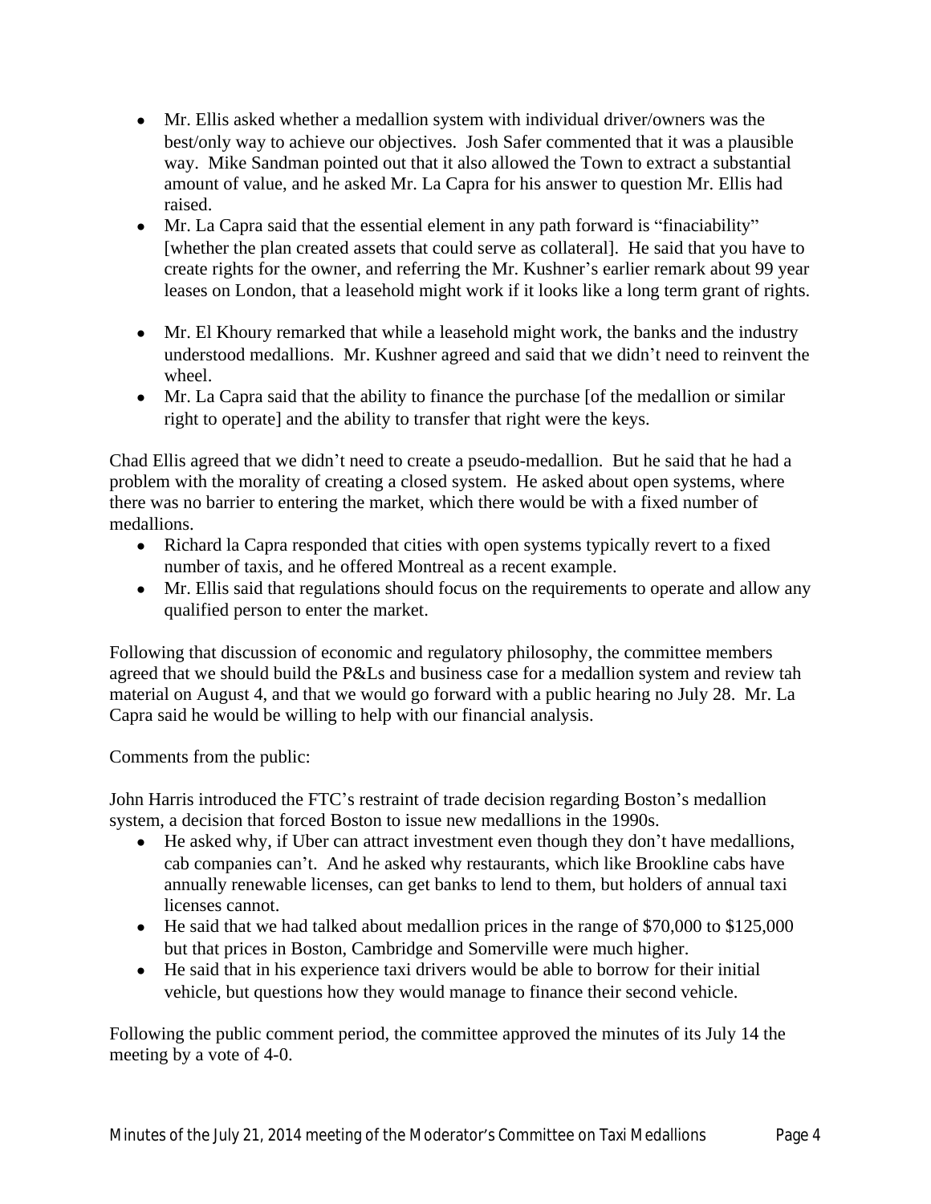- Mr. Ellis asked whether a medallion system with individual driver/owners was the best/only way to achieve our objectives. Josh Safer commented that it was a plausible way. Mike Sandman pointed out that it also allowed the Town to extract a substantial amount of value, and he asked Mr. La Capra for his answer to question Mr. Ellis had raised.
- Mr. La Capra said that the essential element in any path forward is "finaciability" [whether the plan created assets that could serve as collateral]. He said that you have to create rights for the owner, and referring the Mr. Kushner's earlier remark about 99 year leases on London, that a leasehold might work if it looks like a long term grant of rights.
- Mr. El Khoury remarked that while a leasehold might work, the banks and the industry understood medallions. Mr. Kushner agreed and said that we didn't need to reinvent the wheel.
- Mr. La Capra said that the ability to finance the purchase [of the medallion or similar right to operate] and the ability to transfer that right were the keys.

Chad Ellis agreed that we didn't need to create a pseudo-medallion. But he said that he had a problem with the morality of creating a closed system. He asked about open systems, where there was no barrier to entering the market, which there would be with a fixed number of medallions.

- Richard la Capra responded that cities with open systems typically revert to a fixed number of taxis, and he offered Montreal as a recent example.
- Mr. Ellis said that regulations should focus on the requirements to operate and allow any qualified person to enter the market.

Following that discussion of economic and regulatory philosophy, the committee members agreed that we should build the P&Ls and business case for a medallion system and review tah material on August 4, and that we would go forward with a public hearing no July 28. Mr. La Capra said he would be willing to help with our financial analysis.

Comments from the public:

John Harris introduced the FTC's restraint of trade decision regarding Boston's medallion system, a decision that forced Boston to issue new medallions in the 1990s.

- He asked why, if Uber can attract investment even though they don't have medallions, cab companies can't. And he asked why restaurants, which like Brookline cabs have annually renewable licenses, can get banks to lend to them, but holders of annual taxi licenses cannot.
- He said that we had talked about medallion prices in the range of $70,000 to $125,000 but that prices in Boston, Cambridge and Somerville were much higher.
- He said that in his experience taxi drivers would be able to borrow for their initial vehicle, but questions how they would manage to finance their second vehicle.

Following the public comment period, the committee approved the minutes of its July 14 the meeting by a vote of 4-0.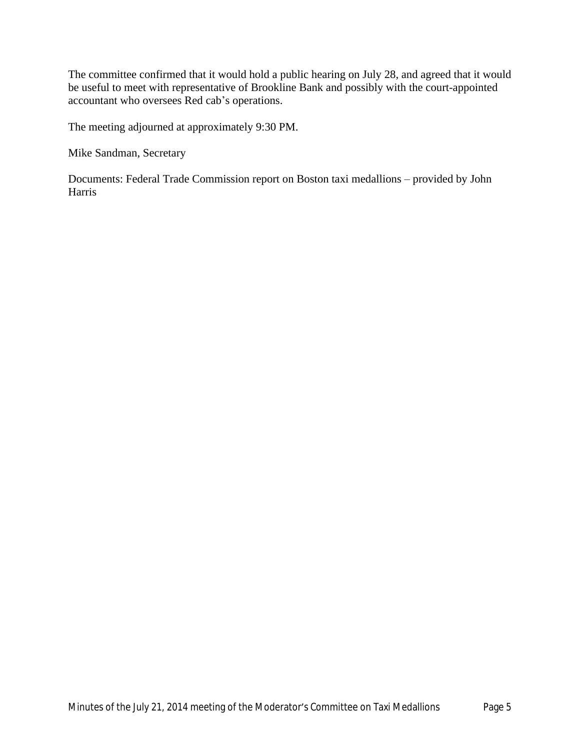The committee confirmed that it would hold a public hearing on July 28, and agreed that it would be useful to meet with representative of Brookline Bank and possibly with the court-appointed accountant who oversees Red cab's operations.

The meeting adjourned at approximately 9:30 PM.

Mike Sandman, Secretary

Documents: Federal Trade Commission report on Boston taxi medallions – provided by John Harris